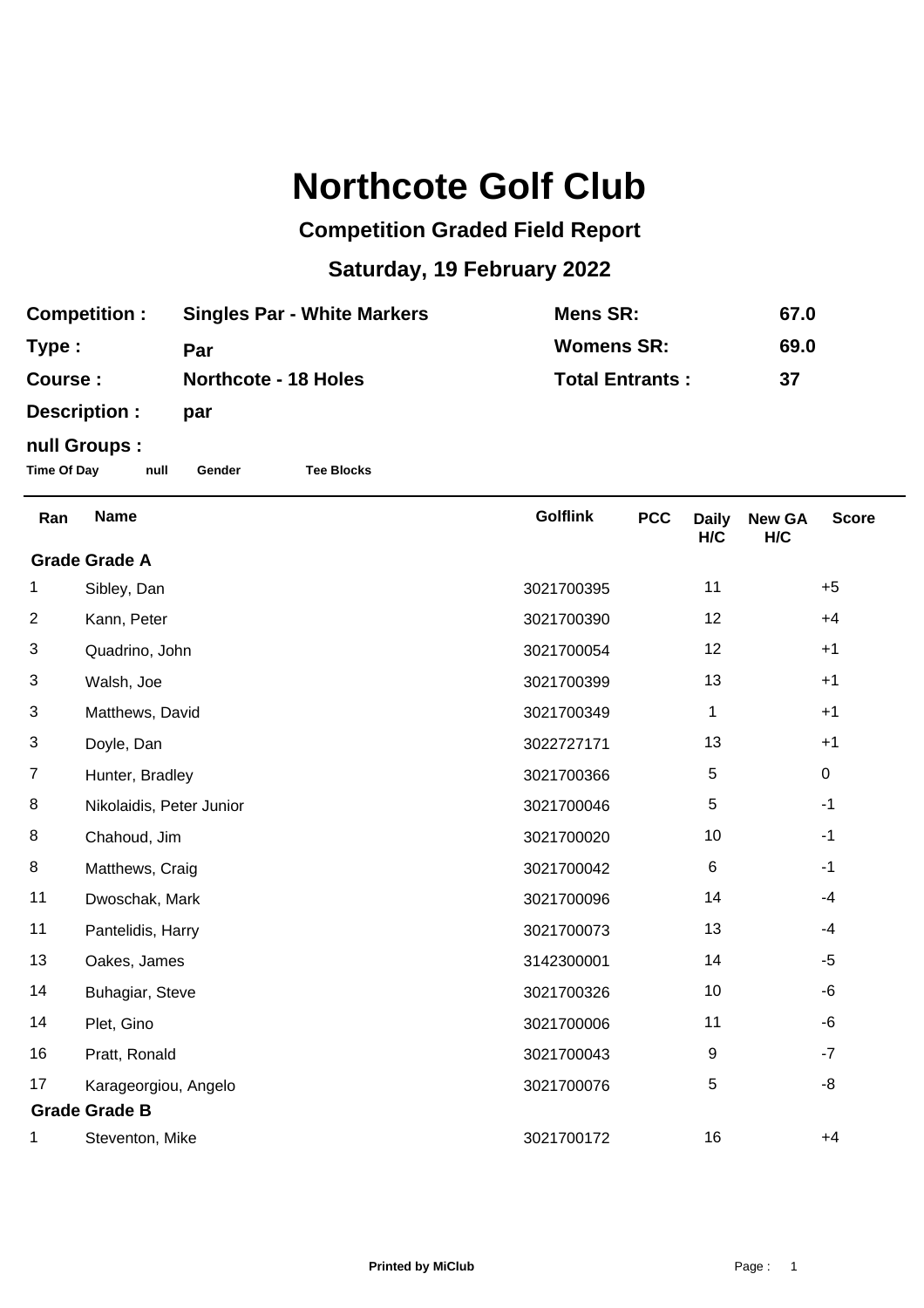# Northcote Golf Club

## Competition Graded Field Report

## Saturday, 19 February 2022

| | | | |
|---|---|---|---|
| **Competition :** | **Singles Par - White Markers** | **Mens SR:** | **67.0** |
| **Type :** | **Par** | **Womens SR:** | **69.0** |
| **Course :** | **Northcote - 18 Holes** | **Total Entrants :** | **37** |
| **Description :** | **par** | | |

**null Groups :**

**Time Of Day** **null** **Gender** **Tee Blocks**

| Ran | Name | Golflink | PCC | Daily H/C | New GA H/C | Score |
|---|---|---|---|---|---|---|
| **Grade Grade A** | | | | | | |
| 1 | Sibley, Dan | 3021700395 | | 11 | | +5 |
| 2 | Kann, Peter | 3021700390 | | 12 | | +4 |
| 3 | Quadrino, John | 3021700054 | | 12 | | +1 |
| 3 | Walsh, Joe | 3021700399 | | 13 | | +1 |
| 3 | Matthews, David | 3021700349 | | 1 | | +1 |
| 3 | Doyle, Dan | 3022727171 | | 13 | | +1 |
| 7 | Hunter, Bradley | 3021700366 | | 5 | | 0 |
| 8 | Nikolaidis, Peter Junior | 3021700046 | | 5 | | -1 |
| 8 | Chahoud, Jim | 3021700020 | | 10 | | -1 |
| 8 | Matthews, Craig | 3021700042 | | 6 | | -1 |
| 11 | Dwoschak, Mark | 3021700096 | | 14 | | -4 |
| 11 | Pantelidis, Harry | 3021700073 | | 13 | | -4 |
| 13 | Oakes, James | 3142300001 | | 14 | | -5 |
| 14 | Buhagiar, Steve | 3021700326 | | 10 | | -6 |
| 14 | Plet, Gino | 3021700006 | | 11 | | -6 |
| 16 | Pratt, Ronald | 3021700043 | | 9 | | -7 |
| 17 | Karageorgiou, Angelo | 3021700076 | | 5 | | -8 |
| **Grade Grade B** | | | | | | |
| 1 | Steventon, Mike | 3021700172 | | 16 | | +4 |

Printed by MiClub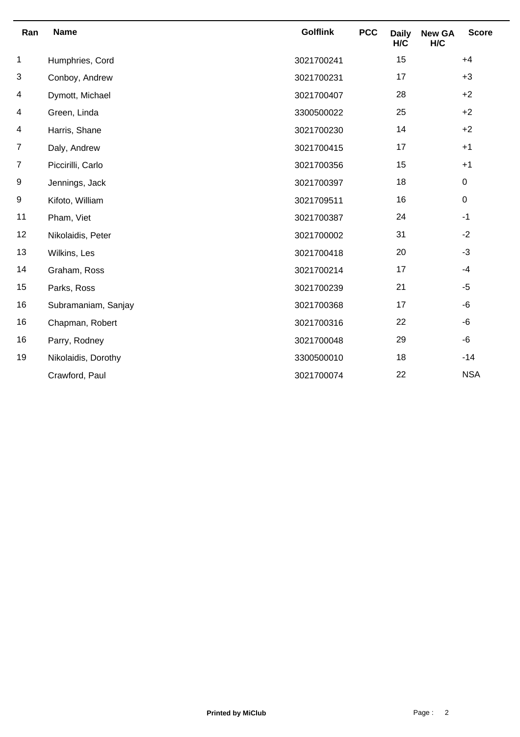| Ran | Name | Golflink | PCC | Daily H/C | New GA H/C | Score |
|---|---|---|---|---|---|---|
| 1 | Humphries, Cord | 3021700241 | | 15 | | +4 |
| 3 | Conboy, Andrew | 3021700231 | | 17 | | +3 |
| 4 | Dymott, Michael | 3021700407 | | 28 | | +2 |
| 4 | Green, Linda | 3300500022 | | 25 | | +2 |
| 4 | Harris, Shane | 3021700230 | | 14 | | +2 |
| 7 | Daly, Andrew | 3021700415 | | 17 | | +1 |
| 7 | Piccirilli, Carlo | 3021700356 | | 15 | | +1 |
| 9 | Jennings, Jack | 3021700397 | | 18 | | 0 |
| 9 | Kifoto, William | 3021709511 | | 16 | | 0 |
| 11 | Pham, Viet | 3021700387 | | 24 | | -1 |
| 12 | Nikolaidis, Peter | 3021700002 | | 31 | | -2 |
| 13 | Wilkins, Les | 3021700418 | | 20 | | -3 |
| 14 | Graham, Ross | 3021700214 | | 17 | | -4 |
| 15 | Parks, Ross | 3021700239 | | 21 | | -5 |
| 16 | Subramaniam, Sanjay | 3021700368 | | 17 | | -6 |
| 16 | Chapman, Robert | 3021700316 | | 22 | | -6 |
| 16 | Parry, Rodney | 3021700048 | | 29 | | -6 |
| 19 | Nikolaidis, Dorothy | 3300500010 | | 18 | | -14 |
| | Crawford, Paul | 3021700074 | | 22 | | NSA |

**Printed by MiClub**